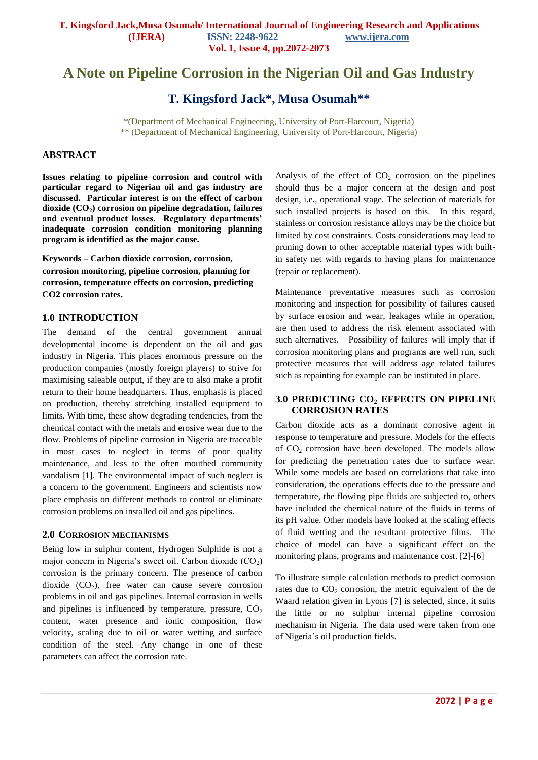# A Note on Pipeline Corrosion in the Nigerian Oil and Gas Industry

## T. Kingsford Jack*, Musa Osumah**

*(Department of Mechanical Engineering, University of Port-Harcourt, Nigeria)
** (Department of Mechanical Engineering, University of Port-Harcourt, Nigeria)

## ABSTRACT

**Issues relating to pipeline corrosion and control with particular regard to Nigerian oil and gas industry are discussed. Particular interest is on the effect of carbon dioxide ($CO_2$) corrosion on pipeline degradation, failures and eventual product losses. Regulatory departments' inadequate corrosion condition monitoring planning program is identified as the major cause.**

**Keywords – Carbon dioxide corrosion, corrosion, corrosion monitoring, pipeline corrosion, planning for corrosion, temperature effects on corrosion, predicting CO2 corrosion rates.**

## 1.0 INTRODUCTION

The demand of the central government annual developmental income is dependent on the oil and gas industry in Nigeria. This places enormous pressure on the production companies (mostly foreign players) to strive for maximising saleable output, if they are to also make a profit return to their home headquarters. Thus, emphasis is placed on production, thereby stretching installed equipment to limits. With time, these show degrading tendencies, from the chemical contact with the metals and erosive wear due to the flow. Problems of pipeline corrosion in Nigeria are traceable in most cases to neglect in terms of poor quality maintenance, and less to the often mouthed community vandalism [1]. The environmental impact of such neglect is a concern to the government. Engineers and scientists now place emphasis on different methods to control or eliminate corrosion problems on installed oil and gas pipelines.

### 2.0 CORROSION MECHANISMS

Being low in sulphur content, Hydrogen Sulphide is not a major concern in Nigeria's sweet oil. Carbon dioxide ($CO_2$) corrosion is the primary concern. The presence of carbon dioxide ($CO_2$), free water can cause severe corrosion problems in oil and gas pipelines. Internal corrosion in wells and pipelines is influenced by temperature, pressure, $CO_2$ content, water presence and ionic composition, flow velocity, scaling due to oil or water wetting and surface condition of the steel. Any change in one of these parameters can affect the corrosion rate.

Analysis of the effect of $CO_2$ corrosion on the pipelines should thus be a major concern at the design and post design, i.e., operational stage. The selection of materials for such installed projects is based on this. In this regard, stainless or corrosion resistance alloys may be the choice but limited by cost constraints. Costs considerations may lead to pruning down to other acceptable material types with built-in safety net with regards to having plans for maintenance (repair or replacement).

Maintenance preventative measures such as corrosion monitoring and inspection for possibility of failures caused by surface erosion and wear, leakages while in operation, are then used to address the risk element associated with such alternatives. Possibility of failures will imply that if corrosion monitoring plans and programs are well run, such protective measures that will address age related failures such as repainting for example can be instituted in place.

## 3.0 PREDICTING $CO_2$ EFFECTS ON PIPELINE CORROSION RATES

Carbon dioxide acts as a dominant corrosive agent in response to temperature and pressure. Models for the effects of $CO_2$ corrosion have been developed. The models allow for predicting the penetration rates due to surface wear. While some models are based on correlations that take into consideration, the operations effects due to the pressure and temperature, the flowing pipe fluids are subjected to, others have included the chemical nature of the fluids in terms of its pH value. Other models have looked at the scaling effects of fluid wetting and the resultant protective films. The choice of model can have a significant effect on the monitoring plans, programs and maintenance cost. [2]-[6]

To illustrate simple calculation methods to predict corrosion rates due to $CO_2$ corrosion, the metric equivalent of the de Waard relation given in Lyons [7] is selected, since, it suits the little or no sulphur internal pipeline corrosion mechanism in Nigeria. The data used were taken from one of Nigeria's oil production fields.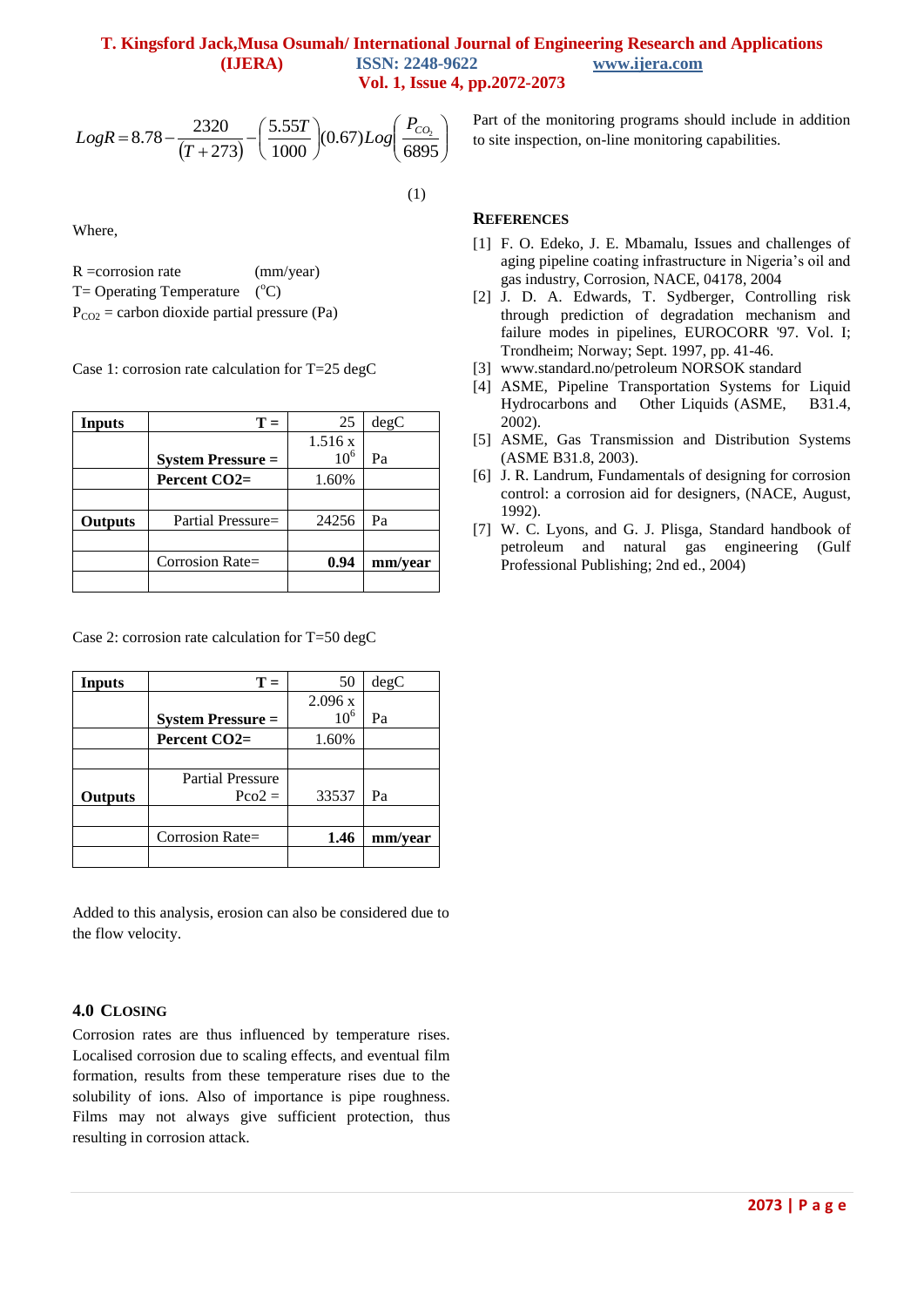$$LogR = 8.78 - \frac{2320}{(T+273)} - \left(\frac{5.55T}{1000}\right)(0.67)Log\left(\frac{P_{CO_2}}{6895}\right) \quad (1)$$

Where,

R =corrosion rate (mm/year)
T= Operating Temperature ($^{o}$C)
$P_{CO2}$ = carbon dioxide partial pressure (Pa)

Case 1: corrosion rate calculation for T=25 degC

| | | | |
|---|---|---|---|
| **Inputs** | **T =** | 25 | degC |
| | **System Pressure =** | 1.516 x $10^{6}$ | Pa |
| | **Percent CO2=** | 1.60% | |
| | | | |
| **Outputs** | Partial Pressure= | 24256 | Pa |
| | | | |
| | Corrosion Rate= | **0.94** | **mm/year** |
| | | | |

Case 2: corrosion rate calculation for T=50 degC

| | | | |
|---|---|---|---|
| **Inputs** | **T =** | 50 | degC |
| | **System Pressure =** | 2.096 x $10^{6}$ | Pa |
| | **Percent CO2=** | 1.60% | |
| | | | |
| **Outputs** | Partial Pressure Pco2 = | 33537 | Pa |
| | | | |
| | Corrosion Rate= | **1.46** | **mm/year** |
| | | | |

Added to this analysis, erosion can also be considered due to the flow velocity.

## 4.0 Closing

Corrosion rates are thus influenced by temperature rises. Localised corrosion due to scaling effects, and eventual film formation, results from these temperature rises due to the solubility of ions. Also of importance is pipe roughness. Films may not always give sufficient protection, thus resulting in corrosion attack.

Part of the monitoring programs should include in addition to site inspection, on-line monitoring capabilities.

## References

[1] F. O. Edeko, J. E. Mbamalu, Issues and challenges of aging pipeline coating infrastructure in Nigeria's oil and gas industry, Corrosion, NACE, 04178, 2004

[2] J. D. A. Edwards, T. Sydberger, Controlling risk through prediction of degradation mechanism and failure modes in pipelines, EUROCORR '97. Vol. I; Trondheim; Norway; Sept. 1997, pp. 41-46.

[3] www.standard.no/petroleum NORSOK standard

[4] ASME, Pipeline Transportation Systems for Liquid Hydrocarbons and Other Liquids (ASME, B31.4, 2002).

[5] ASME, Gas Transmission and Distribution Systems (ASME B31.8, 2003).

[6] J. R. Landrum, Fundamentals of designing for corrosion control: a corrosion aid for designers, (NACE, August, 1992).

[7] W. C. Lyons, and G. J. Plisga, Standard handbook of petroleum and natural gas engineering (Gulf Professional Publishing; 2nd ed., 2004)